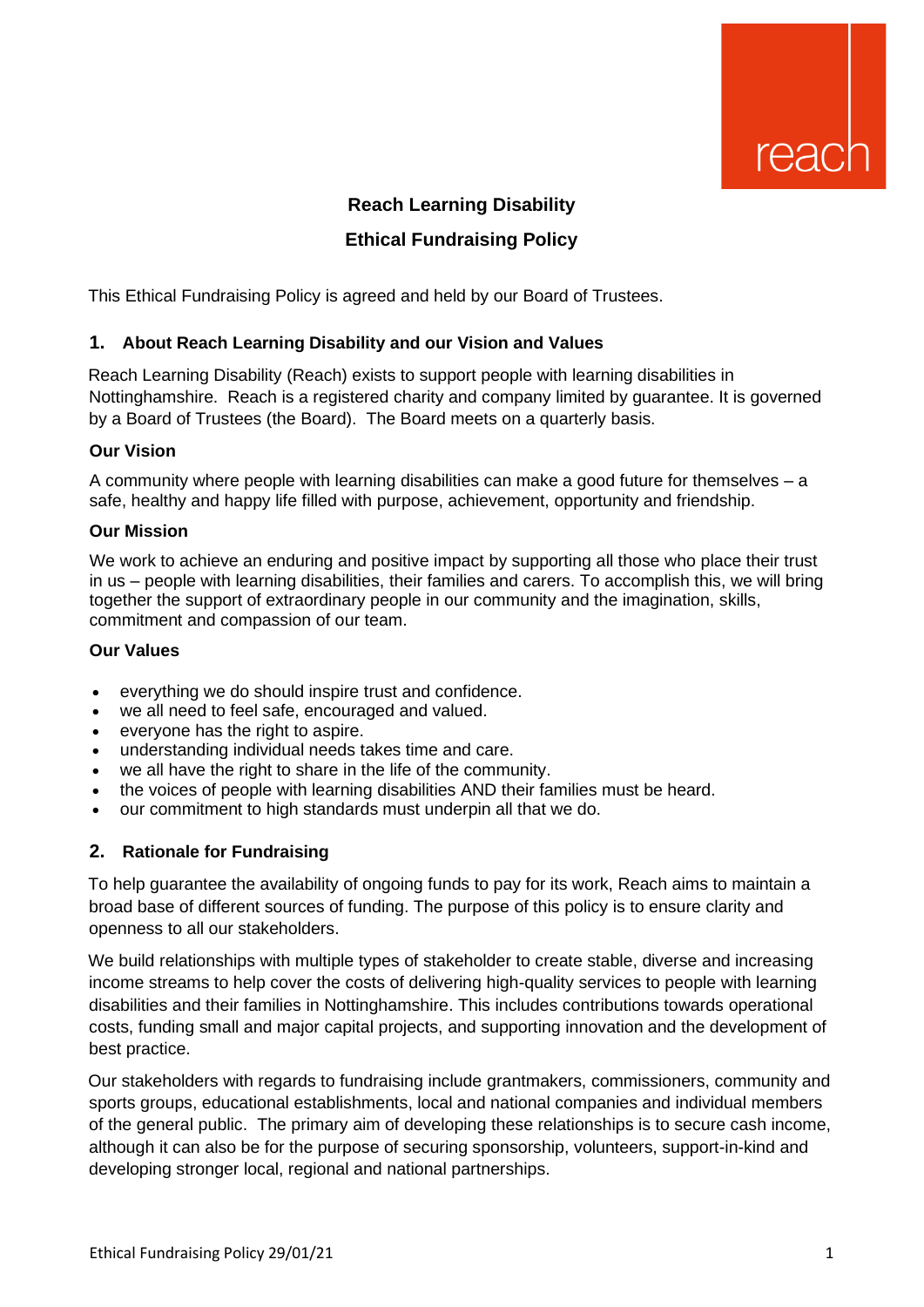# Reach Learning Disability

# Ethical Fundraising Policy

This Ethical Fundraising Policy is agreed and held by our Board of Trustees.

## 1. About Reach Learning Disability and our Vision and Values

Reach Learning Disability (Reach) exists to support people with learning disabilities in Nottinghamshire. Reach is a registered charity and company limited by guarantee. It is governed by a Board of Trustees (the Board). The Board meets on a quarterly basis.

### Our Vision

A community where people with learning disabilities can make a good future for themselves – a safe, healthy and happy life filled with purpose, achievement, opportunity and friendship.

### Our Mission

We work to achieve an enduring and positive impact by supporting all those who place their trust in us – people with learning disabilities, their families and carers. To accomplish this, we will bring together the support of extraordinary people in our community and the imagination, skills, commitment and compassion of our team.

### Our Values

- everything we do should inspire trust and confidence.
- we all need to feel safe, encouraged and valued.
- everyone has the right to aspire.
- understanding individual needs takes time and care.
- we all have the right to share in the life of the community.
- the voices of people with learning disabilities AND their families must be heard.
- our commitment to high standards must underpin all that we do.

## 2. Rationale for Fundraising

To help guarantee the availability of ongoing funds to pay for its work, Reach aims to maintain a broad base of different sources of funding. The purpose of this policy is to ensure clarity and openness to all our stakeholders.

We build relationships with multiple types of stakeholder to create stable, diverse and increasing income streams to help cover the costs of delivering high-quality services to people with learning disabilities and their families in Nottinghamshire. This includes contributions towards operational costs, funding small and major capital projects, and supporting innovation and the development of best practice.

Our stakeholders with regards to fundraising include grantmakers, commissioners, community and sports groups, educational establishments, local and national companies and individual members of the general public. The primary aim of developing these relationships is to secure cash income, although it can also be for the purpose of securing sponsorship, volunteers, support-in-kind and developing stronger local, regional and national partnerships.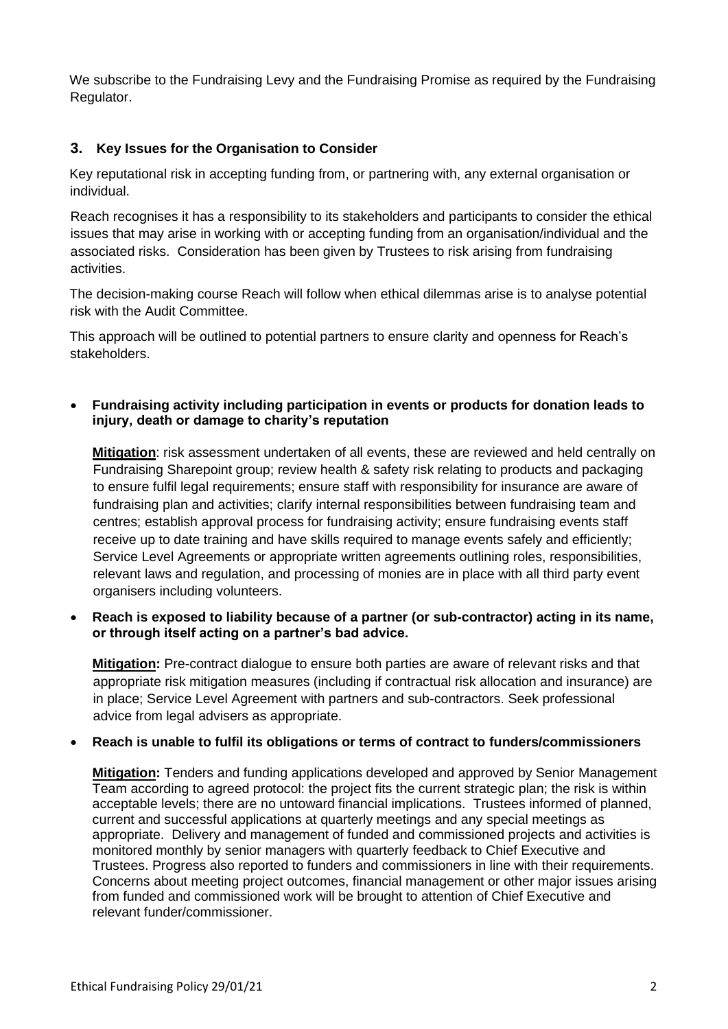We subscribe to the Fundraising Levy and the Fundraising Promise as required by the Fundraising Regulator.

## 3. Key Issues for the Organisation to Consider

Key reputational risk in accepting funding from, or partnering with, any external organisation or individual.

Reach recognises it has a responsibility to its stakeholders and participants to consider the ethical issues that may arise in working with or accepting funding from an organisation/individual and the associated risks. Consideration has been given by Trustees to risk arising from fundraising activities.

The decision-making course Reach will follow when ethical dilemmas arise is to analyse potential risk with the Audit Committee.

This approach will be outlined to potential partners to ensure clarity and openness for Reach's stakeholders.

- **Fundraising activity including participation in events or products for donation leads to injury, death or damage to charity's reputation**

  **Mitigation**: risk assessment undertaken of all events, these are reviewed and held centrally on Fundraising Sharepoint group; review health & safety risk relating to products and packaging to ensure fulfil legal requirements; ensure staff with responsibility for insurance are aware of fundraising plan and activities; clarify internal responsibilities between fundraising team and centres; establish approval process for fundraising activity; ensure fundraising events staff receive up to date training and have skills required to manage events safely and efficiently; Service Level Agreements or appropriate written agreements outlining roles, responsibilities, relevant laws and regulation, and processing of monies are in place with all third party event organisers including volunteers.

- **Reach is exposed to liability because of a partner (or sub-contractor) acting in its name, or through itself acting on a partner's bad advice.**

  **Mitigation:** Pre-contract dialogue to ensure both parties are aware of relevant risks and that appropriate risk mitigation measures (including if contractual risk allocation and insurance) are in place; Service Level Agreement with partners and sub-contractors. Seek professional advice from legal advisers as appropriate.

- **Reach is unable to fulfil its obligations or terms of contract to funders/commissioners**

  **Mitigation:** Tenders and funding applications developed and approved by Senior Management Team according to agreed protocol: the project fits the current strategic plan; the risk is within acceptable levels; there are no untoward financial implications. Trustees informed of planned, current and successful applications at quarterly meetings and any special meetings as appropriate. Delivery and management of funded and commissioned projects and activities is monitored monthly by senior managers with quarterly feedback to Chief Executive and Trustees. Progress also reported to funders and commissioners in line with their requirements. Concerns about meeting project outcomes, financial management or other major issues arising from funded and commissioned work will be brought to attention of Chief Executive and relevant funder/commissioner.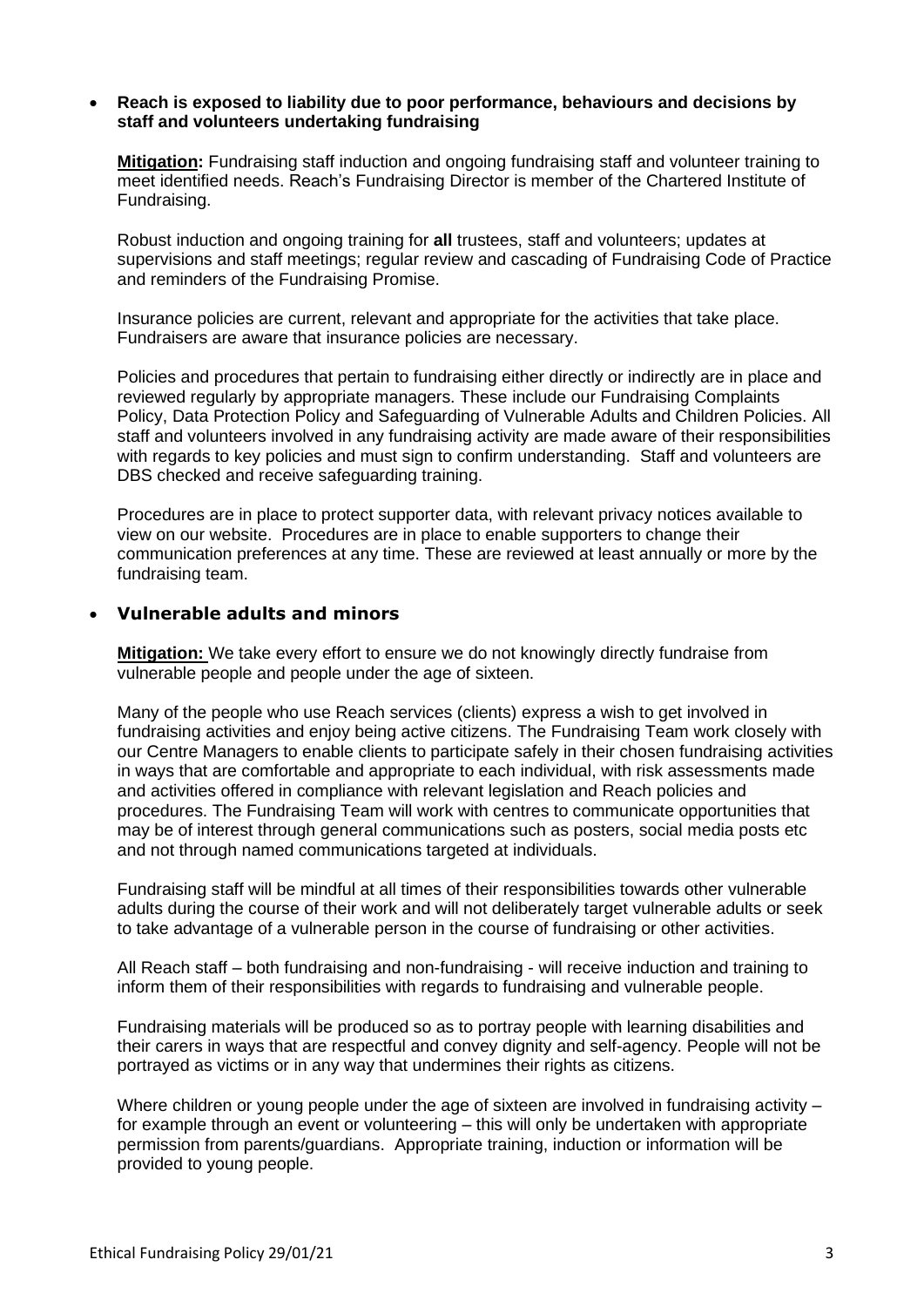- **Reach is exposed to liability due to poor performance, behaviours and decisions by staff and volunteers undertaking fundraising**

  **Mitigation:** Fundraising staff induction and ongoing fundraising staff and volunteer training to meet identified needs. Reach's Fundraising Director is member of the Chartered Institute of Fundraising.

  Robust induction and ongoing training for **all** trustees, staff and volunteers; updates at supervisions and staff meetings; regular review and cascading of Fundraising Code of Practice and reminders of the Fundraising Promise.

  Insurance policies are current, relevant and appropriate for the activities that take place. Fundraisers are aware that insurance policies are necessary.

  Policies and procedures that pertain to fundraising either directly or indirectly are in place and reviewed regularly by appropriate managers. These include our Fundraising Complaints Policy, Data Protection Policy and Safeguarding of Vulnerable Adults and Children Policies. All staff and volunteers involved in any fundraising activity are made aware of their responsibilities with regards to key policies and must sign to confirm understanding. Staff and volunteers are DBS checked and receive safeguarding training.

  Procedures are in place to protect supporter data, with relevant privacy notices available to view on our website. Procedures are in place to enable supporters to change their communication preferences at any time. These are reviewed at least annually or more by the fundraising team.

- **Vulnerable adults and minors**

  **Mitigation:** We take every effort to ensure we do not knowingly directly fundraise from vulnerable people and people under the age of sixteen.

  Many of the people who use Reach services (clients) express a wish to get involved in fundraising activities and enjoy being active citizens. The Fundraising Team work closely with our Centre Managers to enable clients to participate safely in their chosen fundraising activities in ways that are comfortable and appropriate to each individual, with risk assessments made and activities offered in compliance with relevant legislation and Reach policies and procedures. The Fundraising Team will work with centres to communicate opportunities that may be of interest through general communications such as posters, social media posts etc and not through named communications targeted at individuals.

  Fundraising staff will be mindful at all times of their responsibilities towards other vulnerable adults during the course of their work and will not deliberately target vulnerable adults or seek to take advantage of a vulnerable person in the course of fundraising or other activities.

  All Reach staff – both fundraising and non-fundraising - will receive induction and training to inform them of their responsibilities with regards to fundraising and vulnerable people.

  Fundraising materials will be produced so as to portray people with learning disabilities and their carers in ways that are respectful and convey dignity and self-agency. People will not be portrayed as victims or in any way that undermines their rights as citizens.

  Where children or young people under the age of sixteen are involved in fundraising activity – for example through an event or volunteering – this will only be undertaken with appropriate permission from parents/guardians. Appropriate training, induction or information will be provided to young people.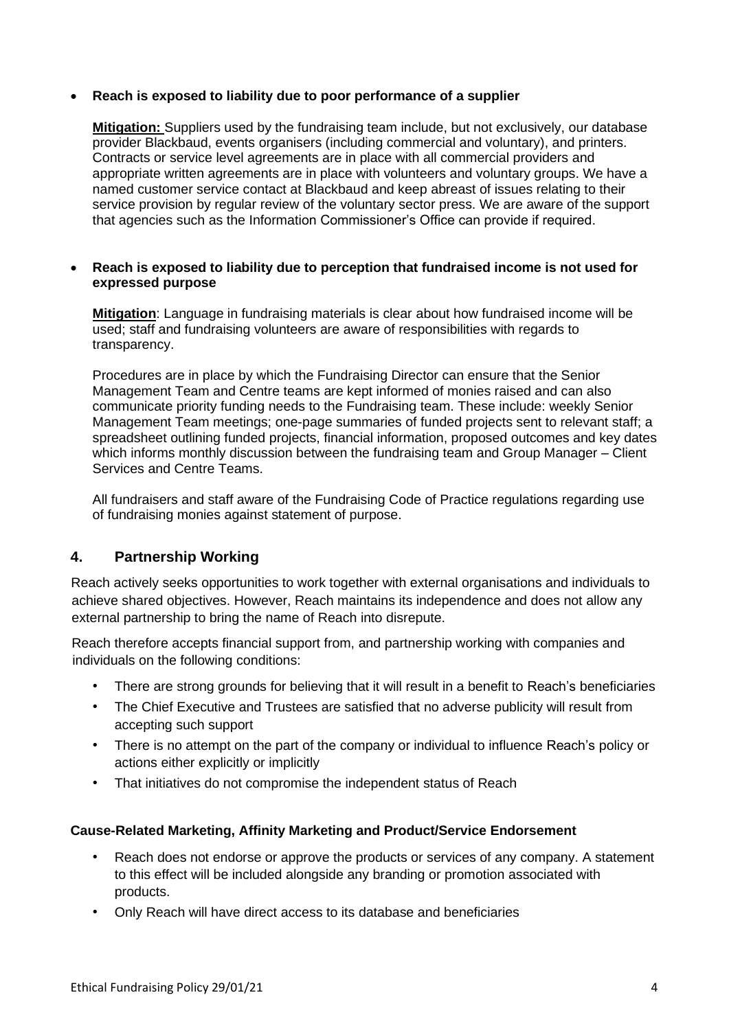- **Reach is exposed to liability due to poor performance of a supplier**

  **Mitigation:** Suppliers used by the fundraising team include, but not exclusively, our database provider Blackbaud, events organisers (including commercial and voluntary), and printers. Contracts or service level agreements are in place with all commercial providers and appropriate written agreements are in place with volunteers and voluntary groups. We have a named customer service contact at Blackbaud and keep abreast of issues relating to their service provision by regular review of the voluntary sector press. We are aware of the support that agencies such as the Information Commissioner's Office can provide if required.

- **Reach is exposed to liability due to perception that fundraised income is not used for expressed purpose**

  **Mitigation**: Language in fundraising materials is clear about how fundraised income will be used; staff and fundraising volunteers are aware of responsibilities with regards to transparency.

  Procedures are in place by which the Fundraising Director can ensure that the Senior Management Team and Centre teams are kept informed of monies raised and can also communicate priority funding needs to the Fundraising team. These include: weekly Senior Management Team meetings; one-page summaries of funded projects sent to relevant staff; a spreadsheet outlining funded projects, financial information, proposed outcomes and key dates which informs monthly discussion between the fundraising team and Group Manager – Client Services and Centre Teams.

  All fundraisers and staff aware of the Fundraising Code of Practice regulations regarding use of fundraising monies against statement of purpose.

## 4. Partnership Working

Reach actively seeks opportunities to work together with external organisations and individuals to achieve shared objectives. However, Reach maintains its independence and does not allow any external partnership to bring the name of Reach into disrepute.

Reach therefore accepts financial support from, and partnership working with companies and individuals on the following conditions:

- There are strong grounds for believing that it will result in a benefit to Reach's beneficiaries
- The Chief Executive and Trustees are satisfied that no adverse publicity will result from accepting such support
- There is no attempt on the part of the company or individual to influence Reach's policy or actions either explicitly or implicitly
- That initiatives do not compromise the independent status of Reach

### Cause-Related Marketing, Affinity Marketing and Product/Service Endorsement

- Reach does not endorse or approve the products or services of any company. A statement to this effect will be included alongside any branding or promotion associated with products.
- Only Reach will have direct access to its database and beneficiaries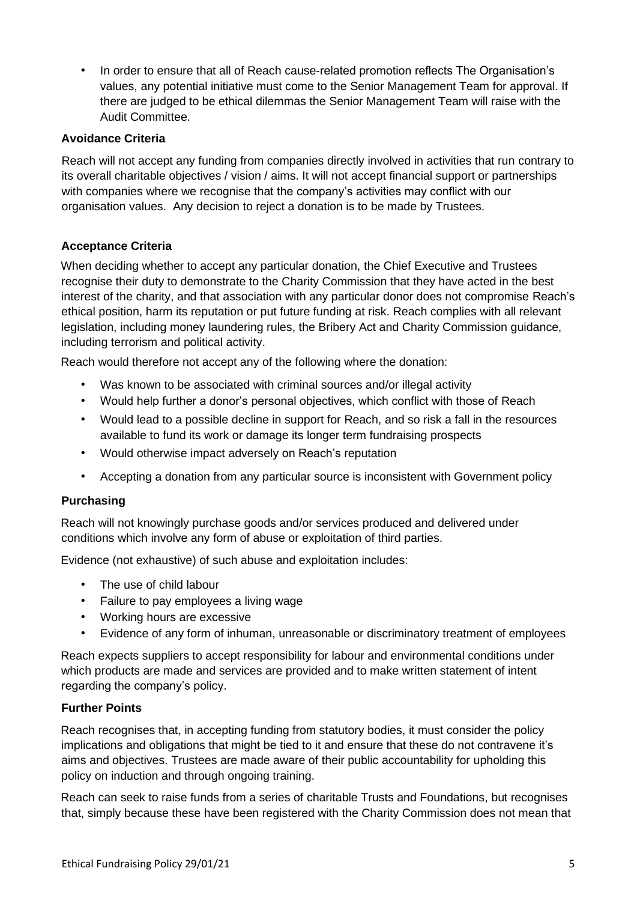- In order to ensure that all of Reach cause-related promotion reflects The Organisation's values, any potential initiative must come to the Senior Management Team for approval. If there are judged to be ethical dilemmas the Senior Management Team will raise with the Audit Committee.

**Avoidance Criteria**

Reach will not accept any funding from companies directly involved in activities that run contrary to its overall charitable objectives / vision / aims. It will not accept financial support or partnerships with companies where we recognise that the company's activities may conflict with our organisation values. Any decision to reject a donation is to be made by Trustees.

**Acceptance Criteria**

When deciding whether to accept any particular donation, the Chief Executive and Trustees recognise their duty to demonstrate to the Charity Commission that they have acted in the best interest of the charity, and that association with any particular donor does not compromise Reach's ethical position, harm its reputation or put future funding at risk. Reach complies with all relevant legislation, including money laundering rules, the Bribery Act and Charity Commission guidance, including terrorism and political activity.

Reach would therefore not accept any of the following where the donation:

- Was known to be associated with criminal sources and/or illegal activity
- Would help further a donor's personal objectives, which conflict with those of Reach
- Would lead to a possible decline in support for Reach, and so risk a fall in the resources available to fund its work or damage its longer term fundraising prospects
- Would otherwise impact adversely on Reach's reputation
- Accepting a donation from any particular source is inconsistent with Government policy

**Purchasing**

Reach will not knowingly purchase goods and/or services produced and delivered under conditions which involve any form of abuse or exploitation of third parties.

Evidence (not exhaustive) of such abuse and exploitation includes:

- The use of child labour
- Failure to pay employees a living wage
- Working hours are excessive
- Evidence of any form of inhuman, unreasonable or discriminatory treatment of employees

Reach expects suppliers to accept responsibility for labour and environmental conditions under which products are made and services are provided and to make written statement of intent regarding the company's policy.

**Further Points**

Reach recognises that, in accepting funding from statutory bodies, it must consider the policy implications and obligations that might be tied to it and ensure that these do not contravene it's aims and objectives. Trustees are made aware of their public accountability for upholding this policy on induction and through ongoing training.

Reach can seek to raise funds from a series of charitable Trusts and Foundations, but recognises that, simply because these have been registered with the Charity Commission does not mean that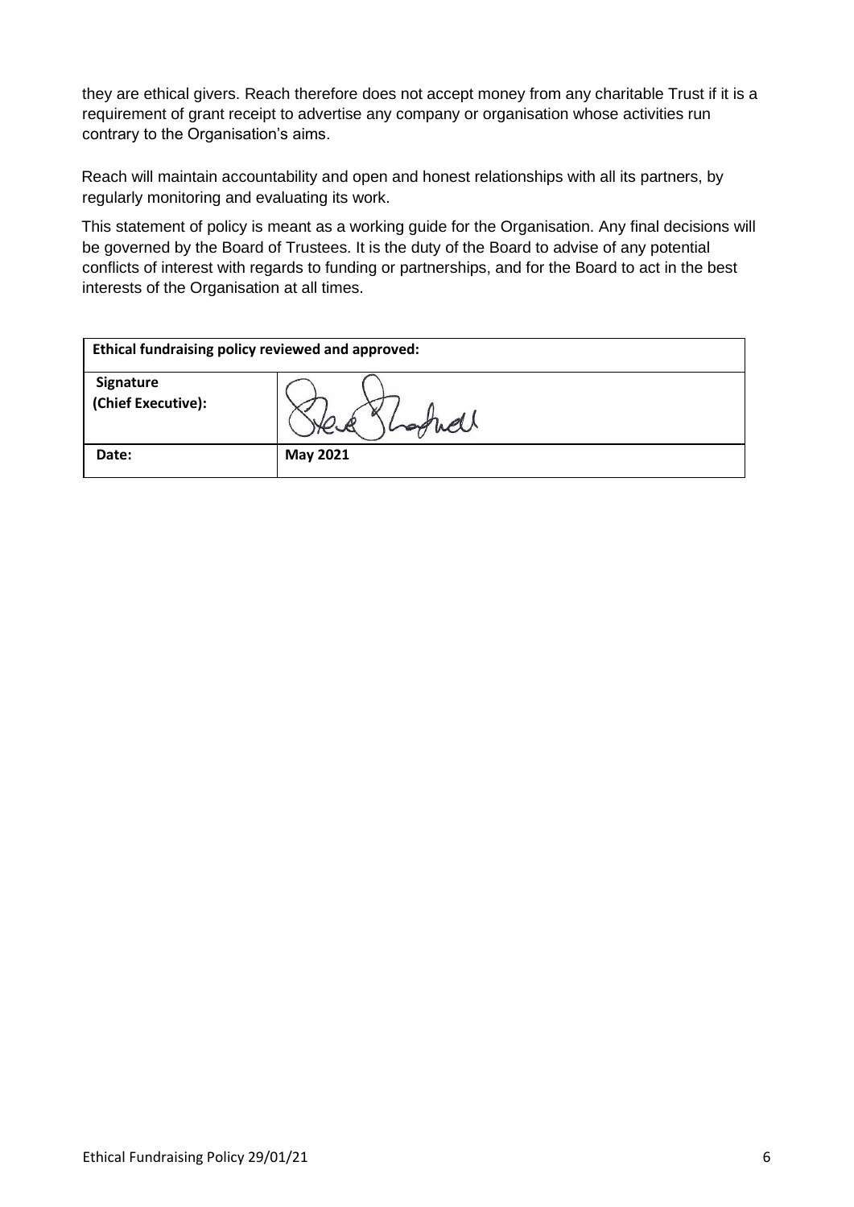they are ethical givers. Reach therefore does not accept money from any charitable Trust if it is a requirement of grant receipt to advertise any company or organisation whose activities run contrary to the Organisation's aims.

Reach will maintain accountability and open and honest relationships with all its partners, by regularly monitoring and evaluating its work.

This statement of policy is meant as a working guide for the Organisation. Any final decisions will be governed by the Board of Trustees. It is the duty of the Board to advise of any potential conflicts of interest with regards to funding or partnerships, and for the Board to act in the best interests of the Organisation at all times.

| **Ethical fundraising policy reviewed and approved:** | |
|---|---|
| **Signature (Chief Executive):** | |
| **Date:** | **May 2021** |